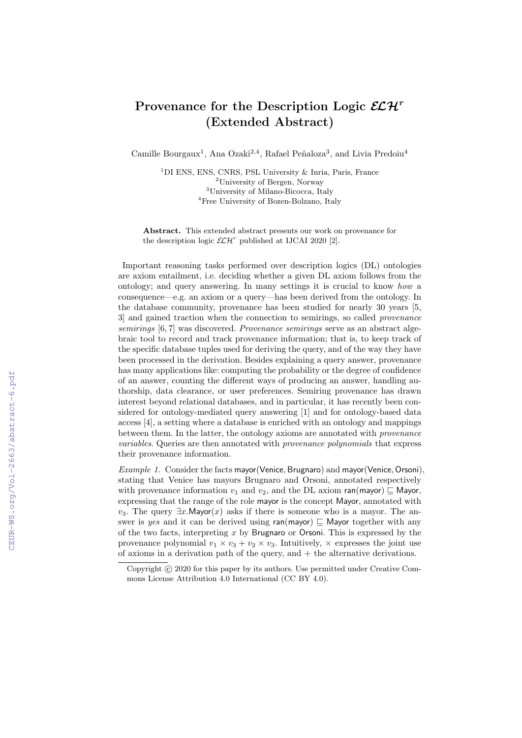# Provenance for the Description Logic $\mathcal{ELH}^r$ (Extended Abstract)

Camille Bourgaux[1], Ana Ozaki[2,4], Rafael Peñaloza[3], and Livia Predoiu[4]

[1]DI ENS, ENS, CNRS, PSL University & Inria, Paris, France
[2]University of Bergen, Norway
[3]University of Milano-Bicocca, Italy
[4]Free University of Bozen-Bolzano, Italy

**Abstract.** This extended abstract presents our work on provenance for the description logic $\mathcal{ELH}^r$ published at IJCAI 2020 [2].

Important reasoning tasks performed over description logics (DL) ontologies are axiom entailment, i.e. deciding whether a given DL axiom follows from the ontology; and query answering. In many settings it is crucial to know *how* a consequence—e.g. an axiom or a query—has been derived from the ontology. In the database community, provenance has been studied for nearly 30 years [5, 3] and gained traction when the connection to semirings, so called *provenance semirings* [6, 7] was discovered. *Provenance semirings* serve as an abstract algebraic tool to record and track provenance information; that is, to keep track of the specific database tuples used for deriving the query, and of the way they have been processed in the derivation. Besides explaining a query answer, provenance has many applications like: computing the probability or the degree of confidence of an answer, counting the different ways of producing an answer, handling authorship, data clearance, or user preferences. Semiring provenance has drawn interest beyond relational databases, and in particular, it has recently been considered for ontology-mediated query answering [1] and for ontology-based data access [4], a setting where a database is enriched with an ontology and mappings between them. In the latter, the ontology axioms are annotated with *provenance variables*. Queries are then annotated with *provenance polynomials* that express their provenance information.

*Example 1.* Consider the facts $\mathsf{mayor}(\mathsf{Venice}, \mathsf{Brugnaro})$ and $\mathsf{mayor}(\mathsf{Venice}, \mathsf{Orsoni})$, stating that Venice has mayors Brugnaro and Orsoni, annotated respectively with provenance information $v_1$ and $v_2$, and the DL axiom $\mathsf{ran}(\mathsf{mayor}) \sqsubseteq \mathsf{Mayor}$, expressing that the range of the role $\mathsf{mayor}$ is the concept $\mathsf{Mayor}$, annotated with $v_3$. The query $\exists x.\mathsf{Mayor}(x)$ asks if there is someone who is a mayor. The answer is *yes* and it can be derived using $\mathsf{ran}(\mathsf{mayor}) \sqsubseteq \mathsf{Mayor}$ together with any of the two facts, interpreting $x$ by $\mathsf{Brugnaro}$ or $\mathsf{Orsoni}$. This is expressed by the provenance polynomial $v_1 \times v_3 + v_2 \times v_3$. Intuitively, $\times$ expresses the joint use of axioms in a derivation path of the query, and $+$ the alternative derivations.

Copyright © 2020 for this paper by its authors. Use permitted under Creative Commons License Attribution 4.0 International (CC BY 4.0).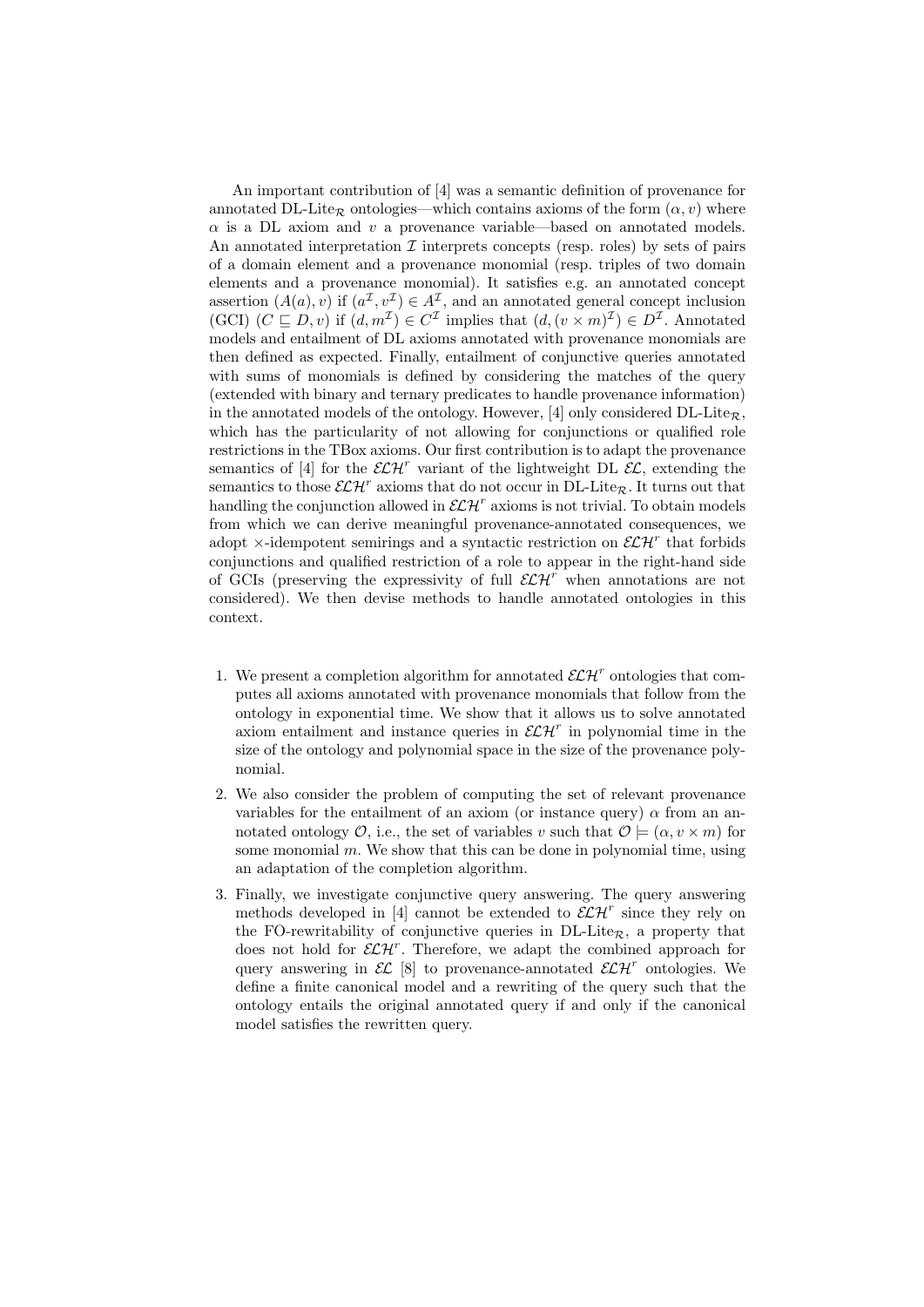An important contribution of [4] was a semantic definition of provenance for annotated DL-Lite$_\mathcal{R}$ ontologies—which contains axioms of the form $(\alpha, v)$ where $\alpha$ is a DL axiom and $v$ a provenance variable—based on annotated models. An annotated interpretation $\mathcal{I}$ interprets concepts (resp. roles) by sets of pairs of a domain element and a provenance monomial (resp. triples of two domain elements and a provenance monomial). It satisfies e.g. an annotated concept assertion $(A(a), v)$ if $(a^\mathcal{I}, v^\mathcal{I}) \in A^\mathcal{I}$, and an annotated general concept inclusion (GCI) $(C \sqsubseteq D, v)$ if $(d, m^\mathcal{I}) \in C^\mathcal{I}$ implies that $(d, (v \times m)^\mathcal{I}) \in D^\mathcal{I}$. Annotated models and entailment of DL axioms annotated with provenance monomials are then defined as expected. Finally, entailment of conjunctive queries annotated with sums of monomials is defined by considering the matches of the query (extended with binary and ternary predicates to handle provenance information) in the annotated models of the ontology. However, [4] only considered DL-Lite$_\mathcal{R}$, which has the particularity of not allowing for conjunctions or qualified role restrictions in the TBox axioms. Our first contribution is to adapt the provenance semantics of [4] for the $\mathcal{ELH}^r$ variant of the lightweight DL $\mathcal{EL}$, extending the semantics to those $\mathcal{ELH}^r$ axioms that do not occur in DL-Lite$_\mathcal{R}$. It turns out that handling the conjunction allowed in $\mathcal{ELH}^r$ axioms is not trivial. To obtain models from which we can derive meaningful provenance-annotated consequences, we adopt $\times$-idempotent semirings and a syntactic restriction on $\mathcal{ELH}^r$ that forbids conjunctions and qualified restriction of a role to appear in the right-hand side of GCIs (preserving the expressivity of full $\mathcal{ELH}^r$ when annotations are not considered). We then devise methods to handle annotated ontologies in this context.

1. We present a completion algorithm for annotated $\mathcal{ELH}^r$ ontologies that computes all axioms annotated with provenance monomials that follow from the ontology in exponential time. We show that it allows us to solve annotated axiom entailment and instance queries in $\mathcal{ELH}^r$ in polynomial time in the size of the ontology and polynomial space in the size of the provenance polynomial.
2. We also consider the problem of computing the set of relevant provenance variables for the entailment of an axiom (or instance query) $\alpha$ from an annotated ontology $\mathcal{O}$, i.e., the set of variables $v$ such that $\mathcal{O} \models (\alpha, v \times m)$ for some monomial $m$. We show that this can be done in polynomial time, using an adaptation of the completion algorithm.
3. Finally, we investigate conjunctive query answering. The query answering methods developed in [4] cannot be extended to $\mathcal{ELH}^r$ since they rely on the FO-rewritability of conjunctive queries in DL-Lite$_\mathcal{R}$, a property that does not hold for $\mathcal{ELH}^r$. Therefore, we adapt the combined approach for query answering in $\mathcal{EL}$ [8] to provenance-annotated $\mathcal{ELH}^r$ ontologies. We define a finite canonical model and a rewriting of the query such that the ontology entails the original annotated query if and only if the canonical model satisfies the rewritten query.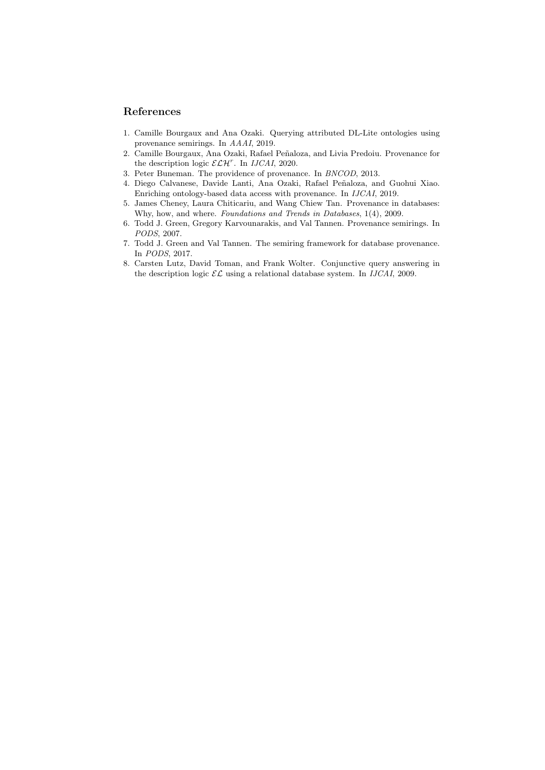## References

1. Camille Bourgaux and Ana Ozaki. Querying attributed DL-Lite ontologies using provenance semirings. In *AAAI*, 2019.
2. Camille Bourgaux, Ana Ozaki, Rafael Peñaloza, and Livia Predoiu. Provenance for the description logic $\mathcal{ELH}^r$. In *IJCAI*, 2020.
3. Peter Buneman. The providence of provenance. In *BNCOD*, 2013.
4. Diego Calvanese, Davide Lanti, Ana Ozaki, Rafael Peñaloza, and Guohui Xiao. Enriching ontology-based data access with provenance. In *IJCAI*, 2019.
5. James Cheney, Laura Chiticariu, and Wang Chiew Tan. Provenance in databases: Why, how, and where. *Foundations and Trends in Databases*, 1(4), 2009.
6. Todd J. Green, Gregory Karvounarakis, and Val Tannen. Provenance semirings. In *PODS*, 2007.
7. Todd J. Green and Val Tannen. The semiring framework for database provenance. In *PODS*, 2017.
8. Carsten Lutz, David Toman, and Frank Wolter. Conjunctive query answering in the description logic $\mathcal{EL}$ using a relational database system. In *IJCAI*, 2009.